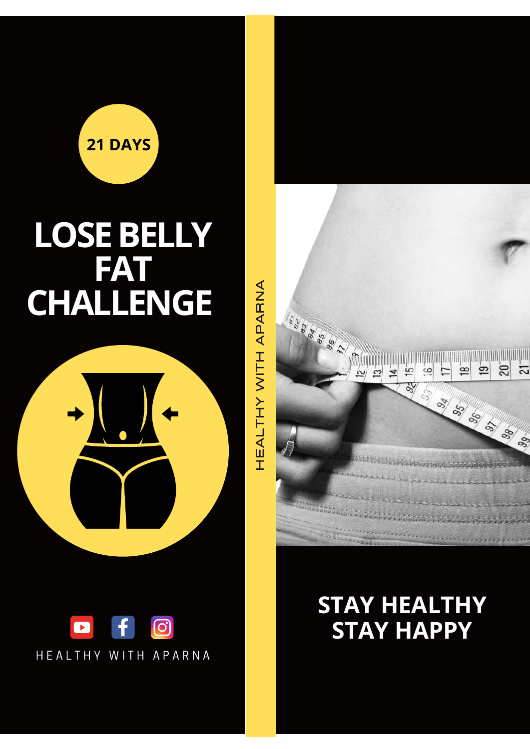**21 DAYS**

# LOSE BELLY FAT CHALLENGE

HEALTHY WITH APARNA

HEALTHY WITH APARNA

## STAY HEALTHY STAY HAPPY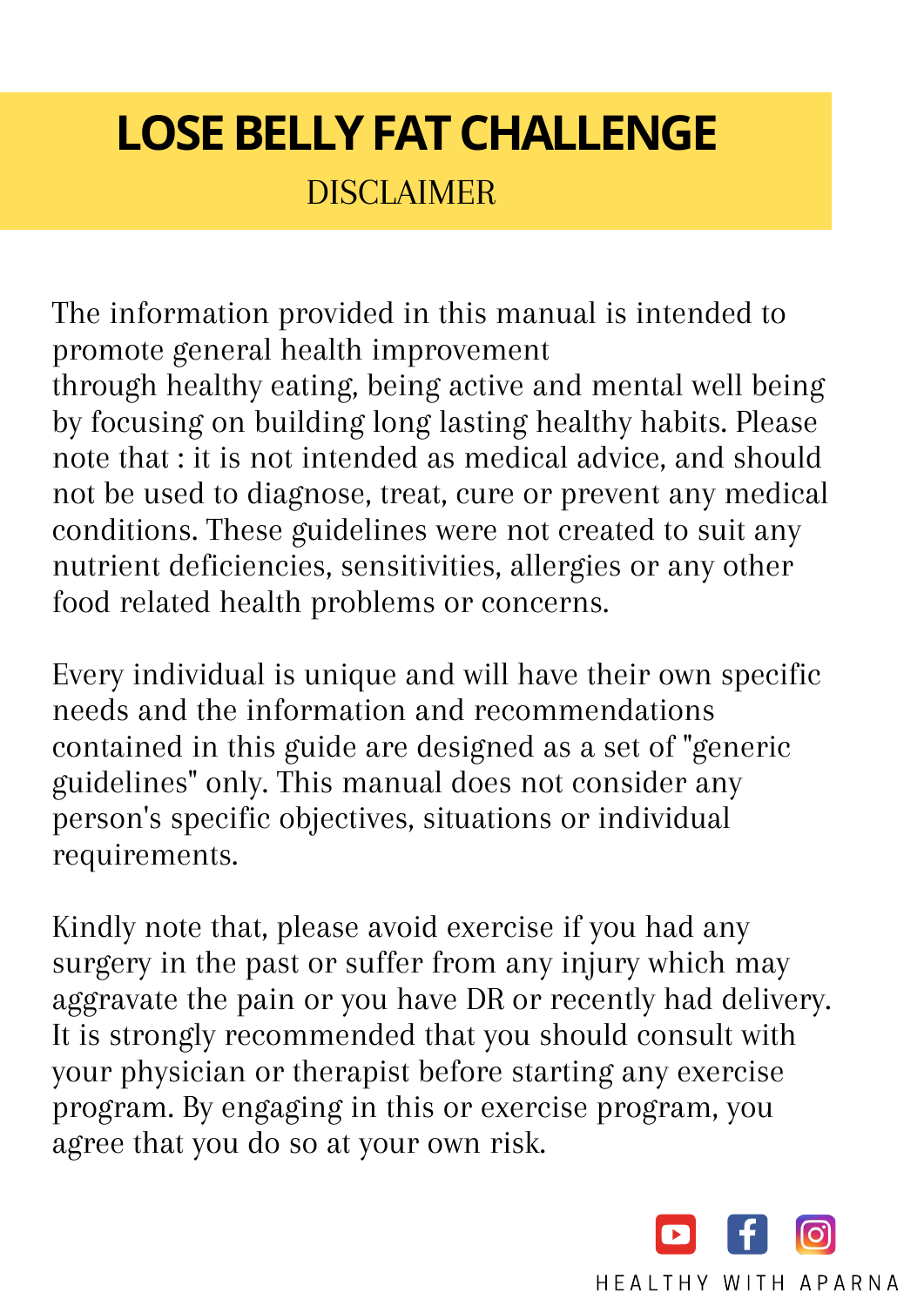# LOSE BELLY FAT CHALLENGE

## DISCLAIMER

The information provided in this manual is intended to promote general health improvement through healthy eating, being active and mental well being by focusing on building long lasting healthy habits. Please note that : it is not intended as medical advice, and should not be used to diagnose, treat, cure or prevent any medical conditions. These guidelines were not created to suit any nutrient deficiencies, sensitivities, allergies or any other food related health problems or concerns.

Every individual is unique and will have their own specific needs and the information and recommendations contained in this guide are designed as a set of "generic guidelines" only. This manual does not consider any person's specific objectives, situations or individual requirements.

Kindly note that, please avoid exercise if you had any surgery in the past or suffer from any injury which may aggravate the pain or you have DR or recently had delivery. It is strongly recommended that you should consult with your physician or therapist before starting any exercise program. By engaging in this or exercise program, you agree that you do so at your own risk.

HEALTHY WITH APARNA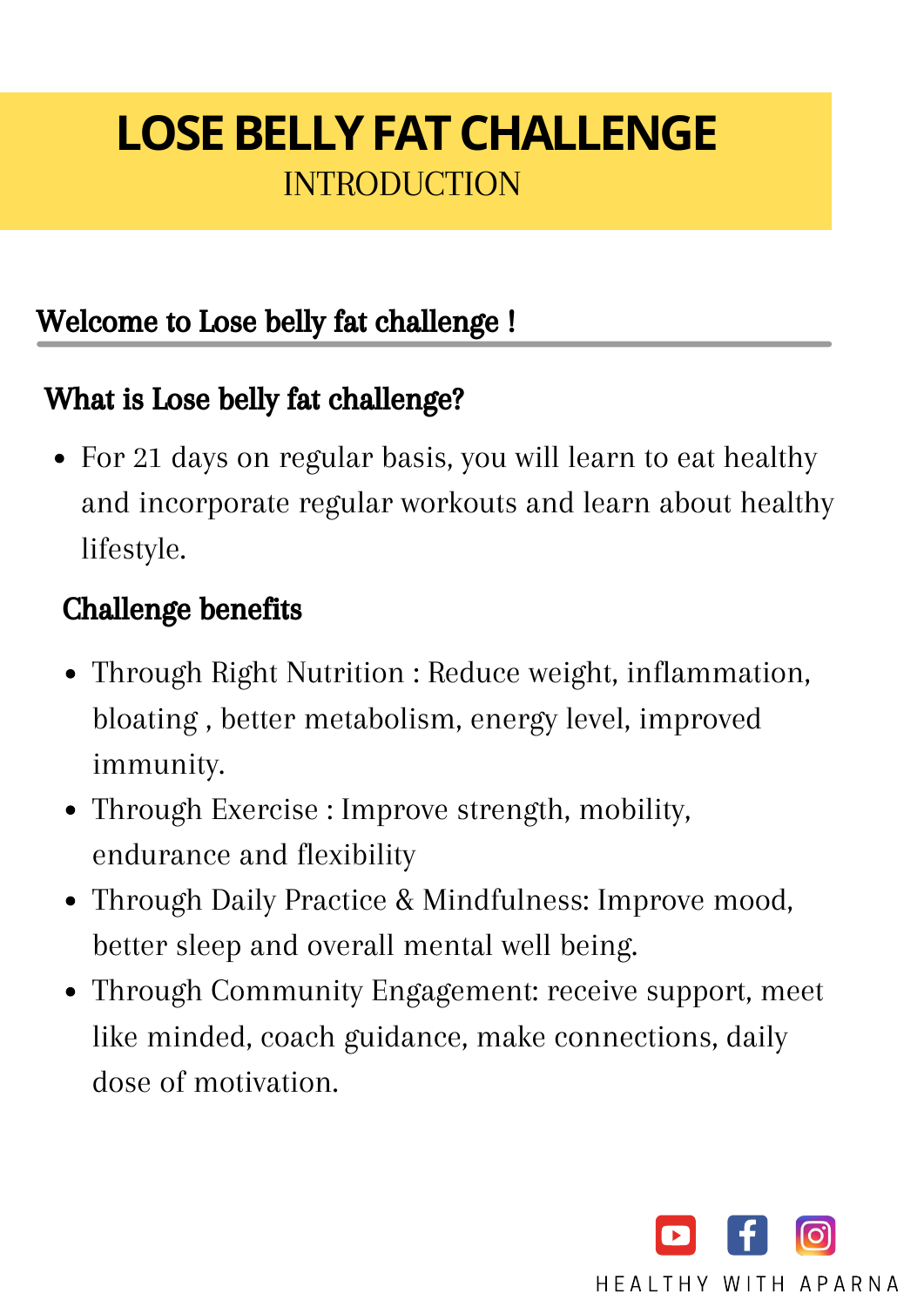# LOSE BELLY FAT CHALLENGE

INTRODUCTION

## Welcome to Lose belly fat challenge !

### What is Lose belly fat challenge?

- For 21 days on regular basis, you will learn to eat healthy and incorporate regular workouts and learn about healthy lifestyle.

### Challenge benefits

- Through Right Nutrition : Reduce weight, inflammation, bloating , better metabolism, energy level, improved immunity.
- Through Exercise : Improve strength, mobility, endurance and flexibility
- Through Daily Practice & Mindfulness: Improve mood, better sleep and overall mental well being.
- Through Community Engagement: receive support, meet like minded, coach guidance, make connections, daily dose of motivation.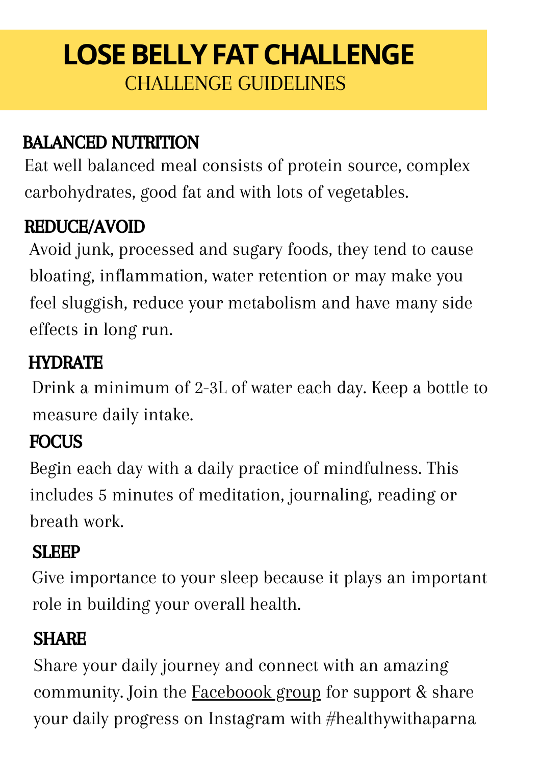# LOSE BELLY FAT CHALLENGE

## CHALLENGE GUIDELINES

### BALANCED NUTRITION

Eat well balanced meal consists of protein source, complex carbohydrates, good fat and with lots of vegetables.

### REDUCE/AVOID

Avoid junk, processed and sugary foods, they tend to cause bloating, inflammation, water retention or may make you feel sluggish, reduce your metabolism and have many side effects in long run.

### HYDRATE

Drink a minimum of 2-3L of water each day. Keep a bottle to measure daily intake.

### FOCUS

Begin each day with a daily practice of mindfulness. This includes 5 minutes of meditation, journaling, reading or breath work.

### SLEEP

Give importance to your sleep because it plays an important role in building your overall health.

### SHARE

Share your daily journey and connect with an amazing community. Join the Faceboook group for support & share your daily progress on Instagram with #healthywithaparna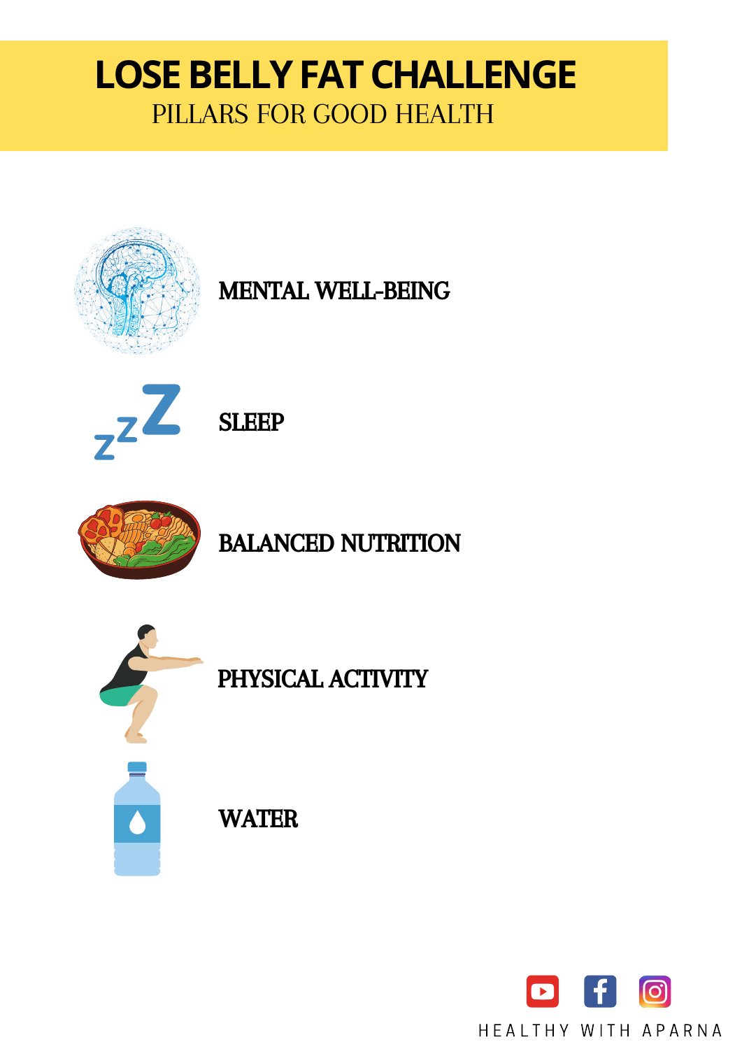# LOSE BELLY FAT CHALLENGE

## PILLARS FOR GOOD HEALTH

**MENTAL WELL-BEING**

**SLEEP**

**BALANCED NUTRITION**

**PHYSICAL ACTIVITY**

**WATER**

HEALTHY WITH APARNA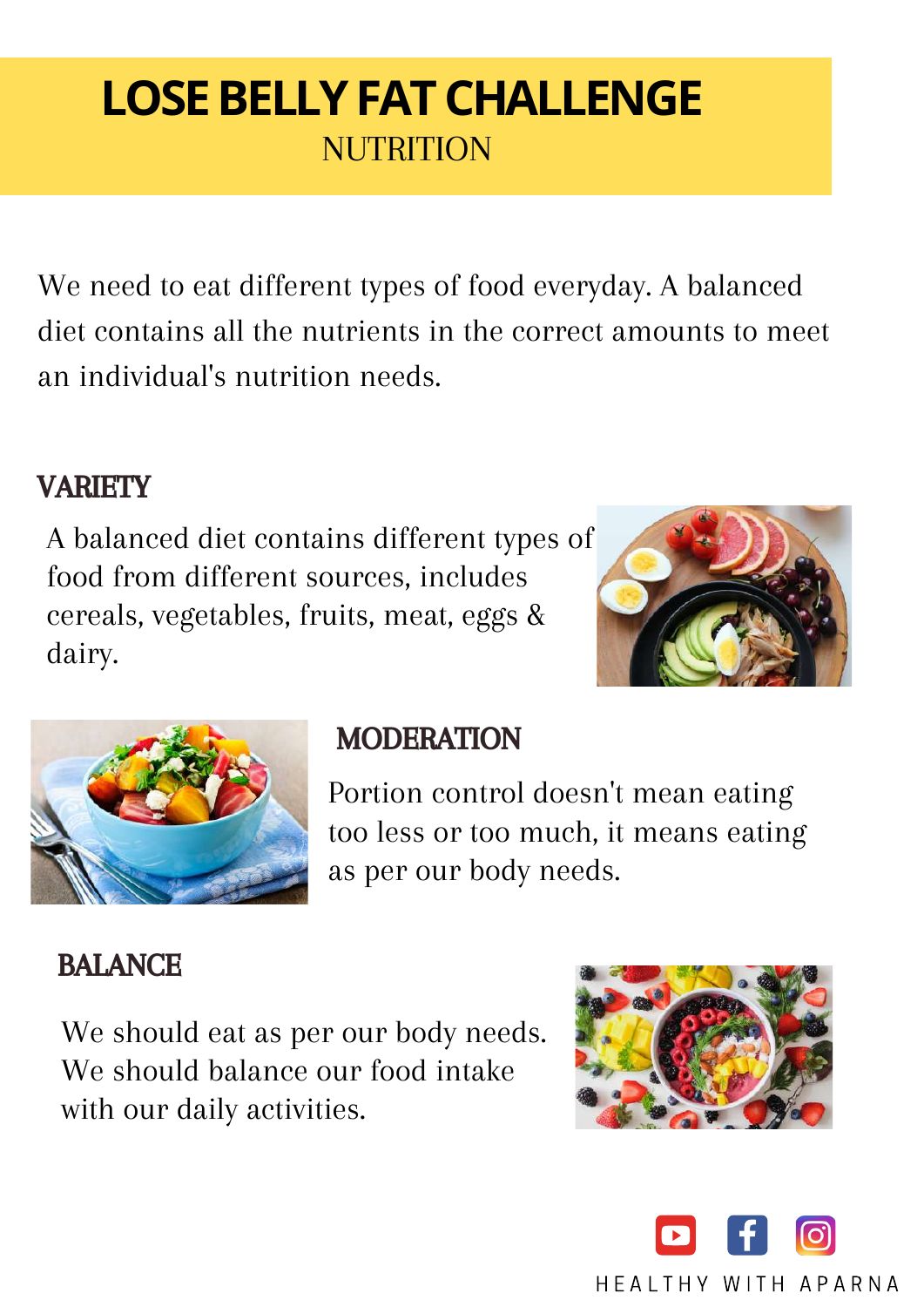# LOSE BELLY FAT CHALLENGE

## NUTRITION

We need to eat different types of food everyday. A balanced diet contains all the nutrients in the correct amounts to meet an individual's nutrition needs.

### VARIETY

A balanced diet contains different types of food from different sources, includes cereals, vegetables, fruits, meat, eggs & dairy.

### MODERATION

Portion control doesn't mean eating too less or too much, it means eating as per our body needs.

### BALANCE

We should eat as per our body needs. We should balance our food intake with our daily activities.

HEALTHY WITH APARNA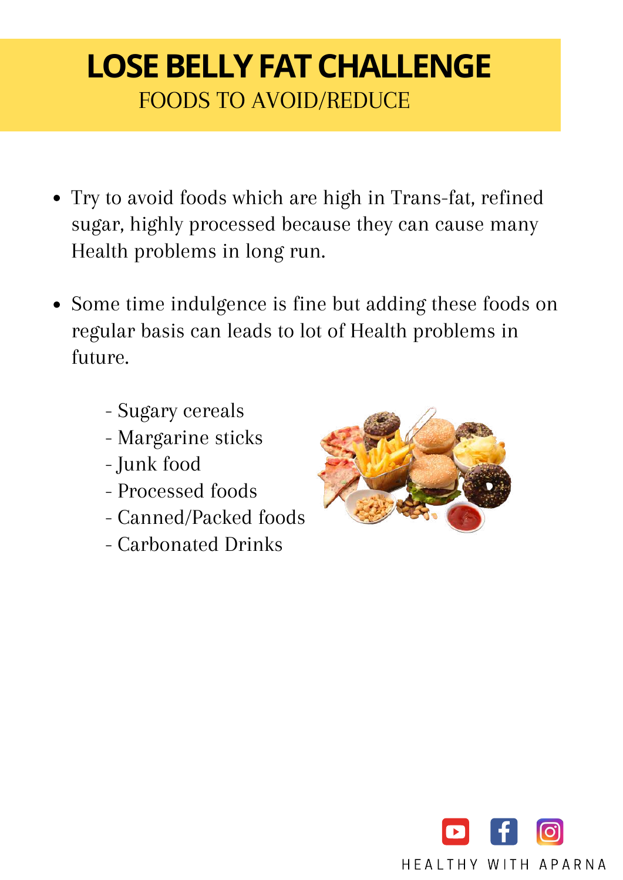# LOSE BELLY FAT CHALLENGE

## FOODS TO AVOID/REDUCE

- Try to avoid foods which are high in Trans-fat, refined sugar, highly processed because they can cause many Health problems in long run.
- Some time indulgence is fine but adding these foods on regular basis can leads to lot of Health problems in future.

  - Sugary cereals
  - Margarine sticks
  - Junk food
  - Processed foods
  - Canned/Packed foods
  - Carbonated Drinks

HEALTHY WITH APARNA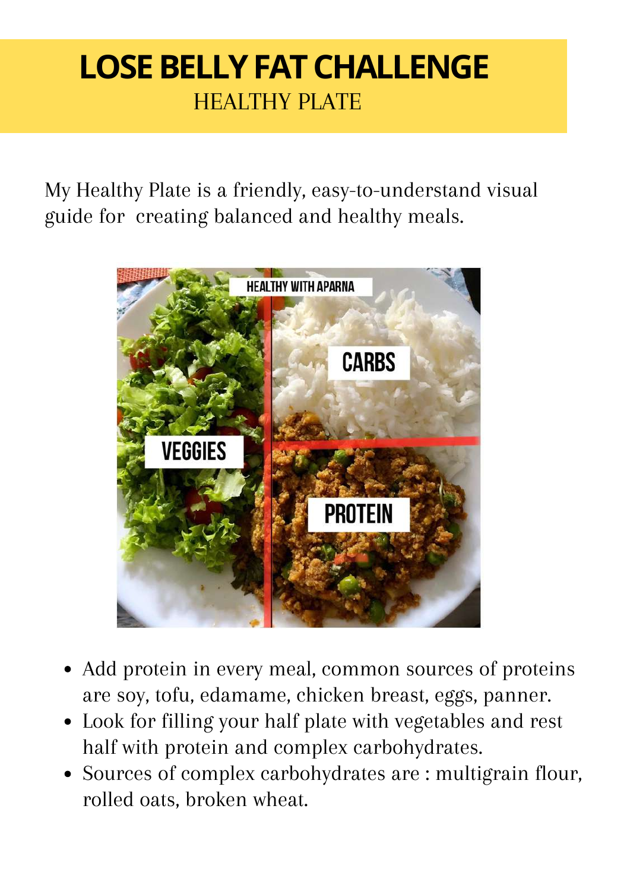# LOSE BELLY FAT CHALLENGE

## HEALTHY PLATE

My Healthy Plate is a friendly, easy-to-understand visual guide for creating balanced and healthy meals.

- Add protein in every meal, common sources of proteins are soy, tofu, edamame, chicken breast, eggs, panner.
- Look for filling your half plate with vegetables and rest half with protein and complex carbohydrates.
- Sources of complex carbohydrates are : multigrain flour, rolled oats, broken wheat.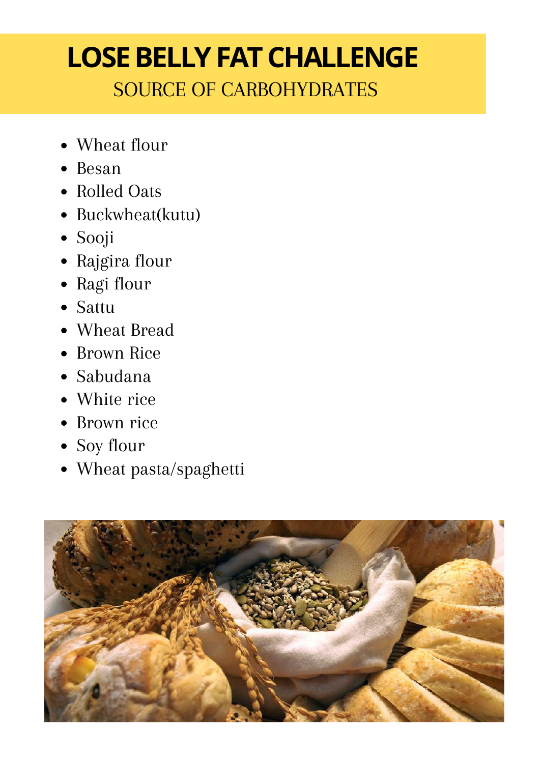# LOSE BELLY FAT CHALLENGE

## SOURCE OF CARBOHYDRATES

- Wheat flour
- Besan
- Rolled Oats
- Buckwheat(kutu)
- Sooji
- Rajgira flour
- Ragi flour
- Sattu
- Wheat Bread
- Brown Rice
- Sabudana
- White rice
- Brown rice
- Soy flour
- Wheat pasta/spaghetti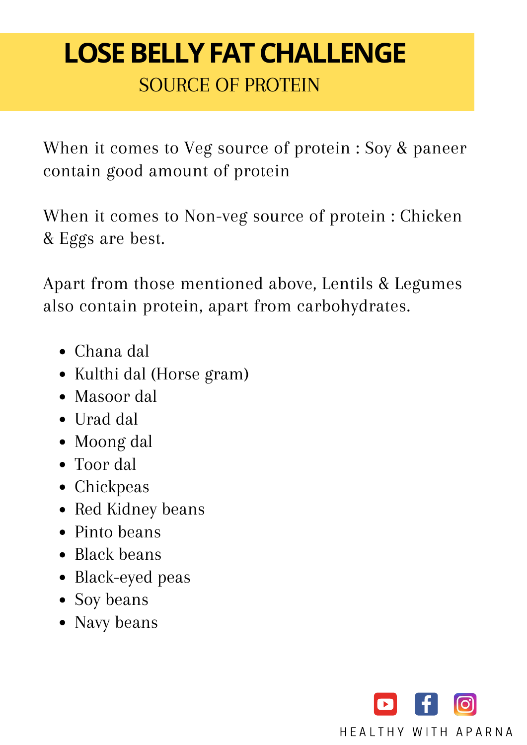# LOSE BELLY FAT CHALLENGE

## SOURCE OF PROTEIN

When it comes to Veg source of protein : Soy & paneer contain good amount of protein

When it comes to Non-veg source of protein : Chicken & Eggs are best.

Apart from those mentioned above, Lentils & Legumes also contain protein, apart from carbohydrates.

- Chana dal
- Kulthi dal (Horse gram)
- Masoor dal
- Urad dal
- Moong dal
- Toor dal
- Chickpeas
- Red Kidney beans
- Pinto beans
- Black beans
- Black-eyed peas
- Soy beans
- Navy beans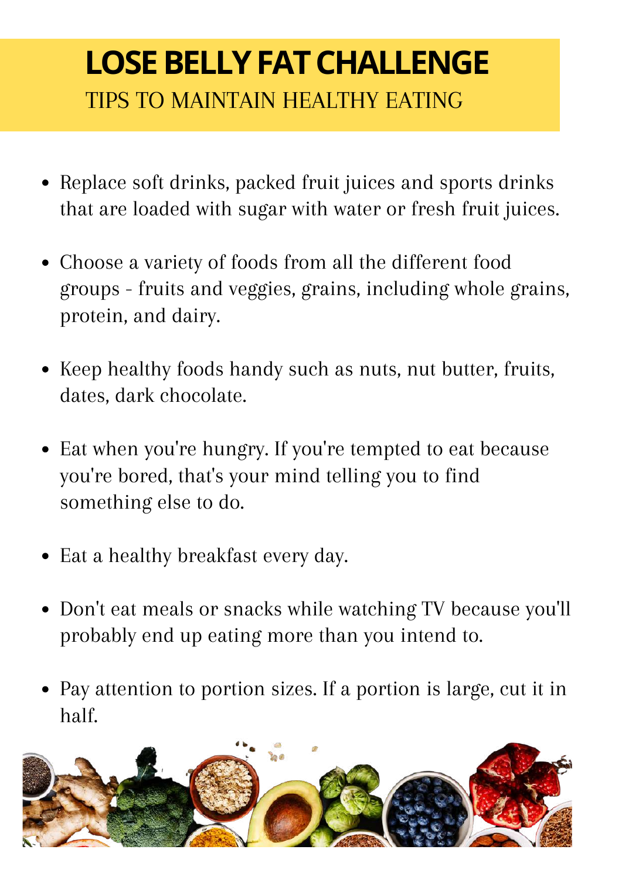# LOSE BELLY FAT CHALLENGE

## TIPS TO MAINTAIN HEALTHY EATING

- Replace soft drinks, packed fruit juices and sports drinks that are loaded with sugar with water or fresh fruit juices.
- Choose a variety of foods from all the different food groups - fruits and veggies, grains, including whole grains, protein, and dairy.
- Keep healthy foods handy such as nuts, nut butter, fruits, dates, dark chocolate.
- Eat when you're hungry. If you're tempted to eat because you're bored, that's your mind telling you to find something else to do.
- Eat a healthy breakfast every day.
- Don't eat meals or snacks while watching TV because you'll probably end up eating more than you intend to.
- Pay attention to portion sizes. If a portion is large, cut it in half.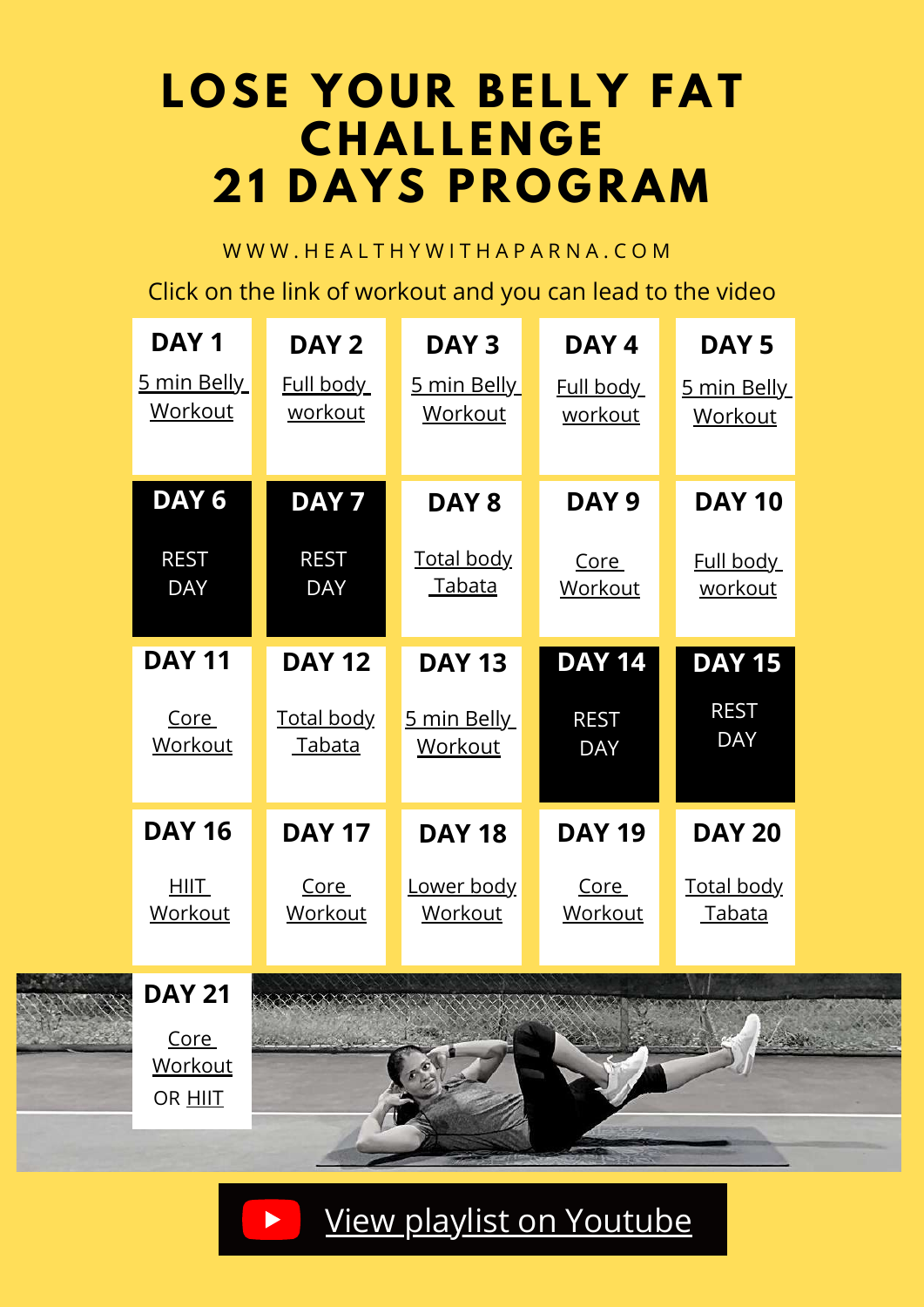# LOSE YOUR BELLY FAT CHALLENGE 21 DAYS PROGRAM

WWW.HEALTHYWITHAPARNA.COM

Click on the link of workout and you can lead to the video

| DAY 1 | DAY 2 | DAY 3 | DAY 4 | DAY 5 |
|---|---|---|---|---|
| 5 min Belly Workout | Full body workout | 5 min Belly Workout | Full body workout | 5 min Belly Workout |
| **DAY 6** | **DAY 7** | **DAY 8** | **DAY 9** | **DAY 10** |
| REST DAY | REST DAY | Total body Tabata | Core Workout | Full body workout |
| **DAY 11** | **DAY 12** | **DAY 13** | **DAY 14** | **DAY 15** |
| Core Workout | Total body Tabata | 5 min Belly Workout | REST DAY | REST DAY |
| **DAY 16** | **DAY 17** | **DAY 18** | **DAY 19** | **DAY 20** |
| HIIT Workout | Core Workout | Lower body Workout | Core Workout | Total body Tabata |
| **DAY 21** | | | | |
| Core Workout OR HIIT | | | | |

View playlist on Youtube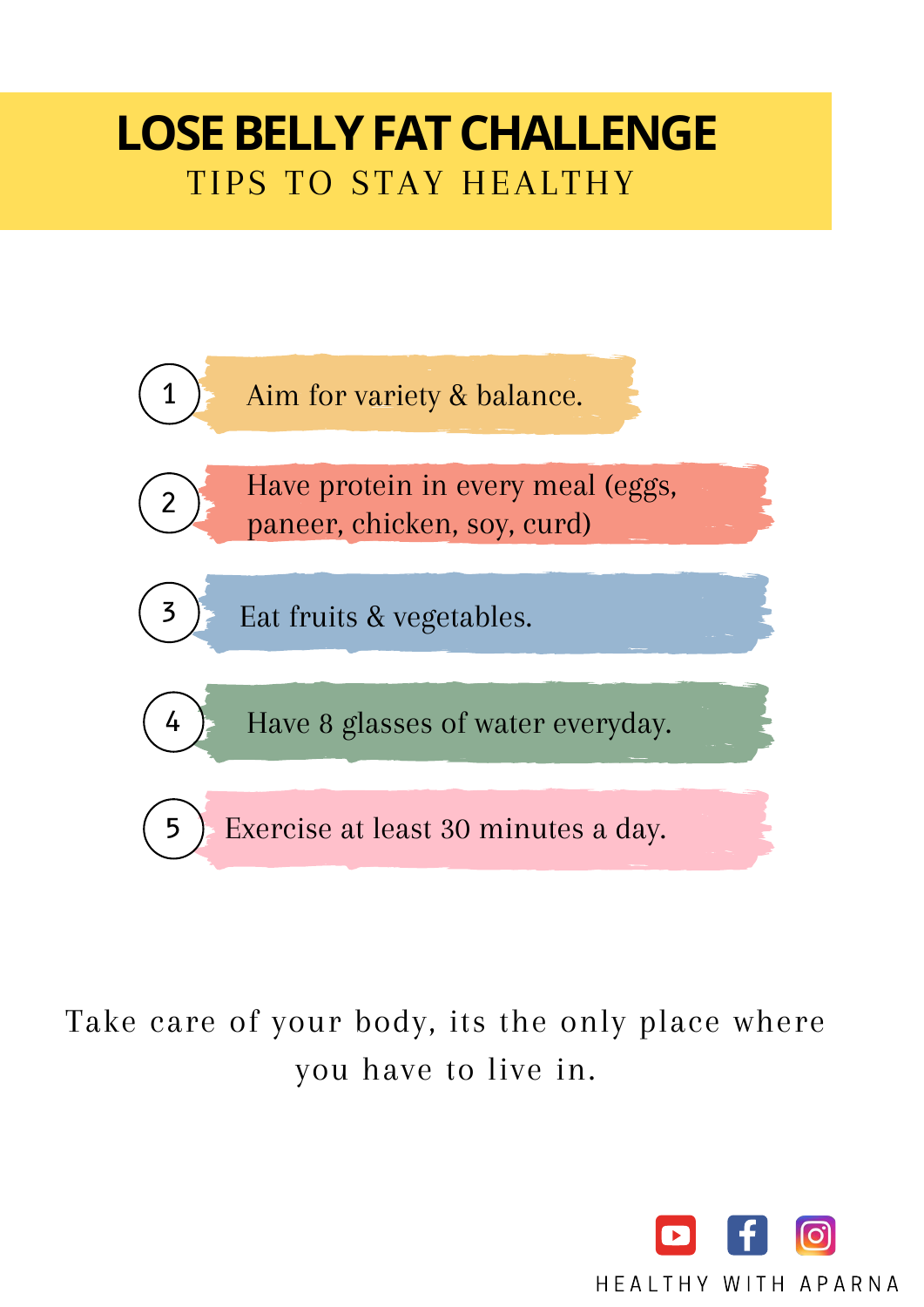# LOSE BELLY FAT CHALLENGE

## TIPS TO STAY HEALTHY

1. Aim for variety & balance.
2. Have protein in every meal (eggs, paneer, chicken, soy, curd)
3. Eat fruits & vegetables.
4. Have 8 glasses of water everyday.
5. Exercise at least 30 minutes a day.

Take care of your body, its the only place where you have to live in.

HEALTHY WITH APARNA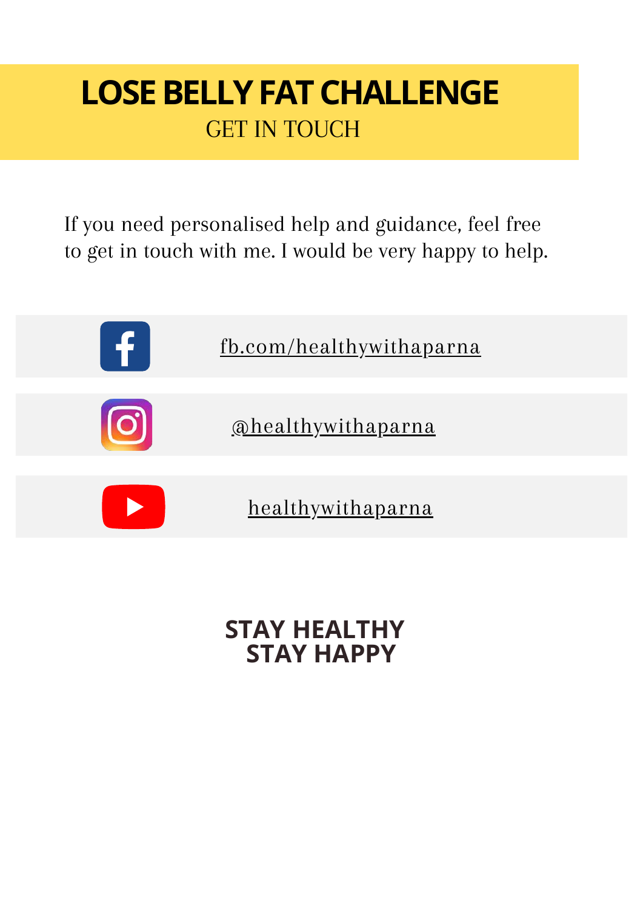# LOSE BELLY FAT CHALLENGE

## GET IN TOUCH

If you need personalised help and guidance, feel free to get in touch with me. I would be very happy to help.

fb.com/healthywithaparna

@healthywithaparna

healthywithaparna

**STAY HEALTHY**
**STAY HAPPY**